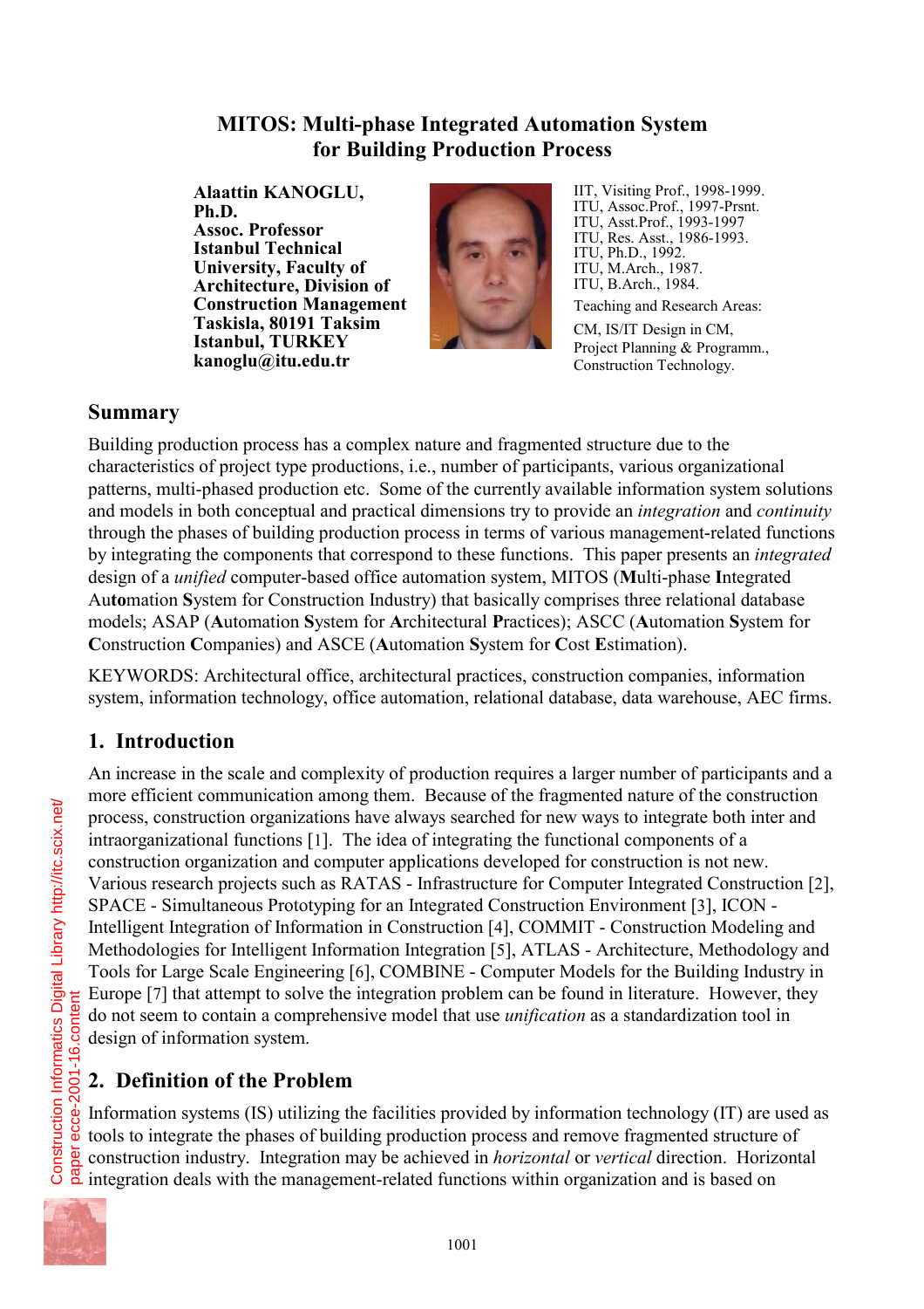# MITOS: Multi-phase Integrated Automation System for Building Production Process

**Alaattin KANOGLU, Ph.D.**
**Assoc. Professor**
**Istanbul Technical University, Faculty of Architecture, Division of Construction Management**
**Taskisla, 80191 Taksim**
**Istanbul, TURKEY**
**kanoglu@itu.edu.tr**

IIT, Visiting Prof., 1998-1999.
ITU, Assoc.Prof., 1997-Prsnt.
ITU, Asst.Prof., 1993-1997
ITU, Res. Asst., 1986-1993.
ITU, Ph.D., 1992.
ITU, M.Arch., 1987.
ITU, B.Arch., 1984.

Teaching and Research Areas:

CM, IS/IT Design in CM, Project Planning & Programm., Construction Technology.

## Summary

Building production process has a complex nature and fragmented structure due to the characteristics of project type productions, i.e., number of participants, various organizational patterns, multi-phased production etc. Some of the currently available information system solutions and models in both conceptual and practical dimensions try to provide an *integration* and *continuity* through the phases of building production process in terms of various management-related functions by integrating the components that correspond to these functions. This paper presents an *integrated* design of a *unified* computer-based office automation system, MITOS (**M**ulti-phase **I**ntegrated Au**to**mation **S**ystem for Construction Industry) that basically comprises three relational database models; ASAP (**A**utomation **S**ystem for **A**rchitectural **P**ractices); ASCC (**A**utomation **S**ystem for **C**onstruction **C**ompanies) and ASCE (**A**utomation **S**ystem for **C**ost **E**stimation).

KEYWORDS: Architectural office, architectural practices, construction companies, information system, information technology, office automation, relational database, data warehouse, AEC firms.

## 1. Introduction

An increase in the scale and complexity of production requires a larger number of participants and a more efficient communication among them. Because of the fragmented nature of the construction process, construction organizations have always searched for new ways to integrate both inter and intraorganizational functions [1]. The idea of integrating the functional components of a construction organization and computer applications developed for construction is not new. Various research projects such as RATAS - Infrastructure for Computer Integrated Construction [2], SPACE - Simultaneous Prototyping for an Integrated Construction Environment [3], ICON - Intelligent Integration of Information in Construction [4], COMMIT - Construction Modeling and Methodologies for Intelligent Information Integration [5], ATLAS - Architecture, Methodology and Tools for Large Scale Engineering [6], COMBINE - Computer Models for the Building Industry in Europe [7] that attempt to solve the integration problem can be found in literature. However, they do not seem to contain a comprehensive model that use *unification* as a standardization tool in design of information system.

## 2. Definition of the Problem

Information systems (IS) utilizing the facilities provided by information technology (IT) are used as tools to integrate the phases of building production process and remove fragmented structure of construction industry. Integration may be achieved in *horizontal* or *vertical* direction. Horizontal integration deals with the management-related functions within organization and is based on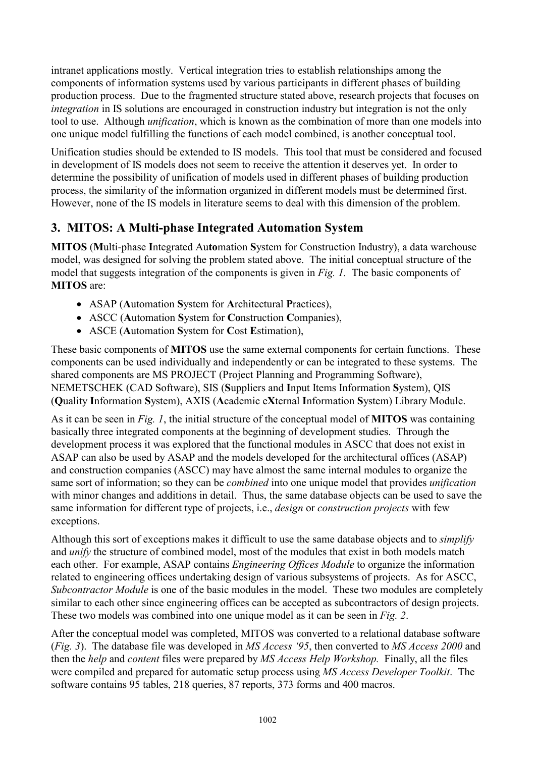intranet applications mostly. Vertical integration tries to establish relationships among the components of information systems used by various participants in different phases of building production process. Due to the fragmented structure stated above, research projects that focuses on *integration* in IS solutions are encouraged in construction industry but integration is not the only tool to use. Although *unification*, which is known as the combination of more than one models into one unique model fulfilling the functions of each model combined, is another conceptual tool.

Unification studies should be extended to IS models. This tool that must be considered and focused in development of IS models does not seem to receive the attention it deserves yet. In order to determine the possibility of unification of models used in different phases of building production process, the similarity of the information organized in different models must be determined first. However, none of the IS models in literature seems to deal with this dimension of the problem.

## 3. MITOS: A Multi-phase Integrated Automation System

**MITOS** (**M**ulti-phase **I**ntegrated Au**to**mation **S**ystem for Construction Industry), a data warehouse model, was designed for solving the problem stated above. The initial conceptual structure of the model that suggests integration of the components is given in *Fig. 1.* The basic components of **MITOS** are:

- ASAP (**A**utomation **S**ystem for **A**rchitectural **P**ractices),
- ASCC (**A**utomation **S**ystem for **Co**nstruction **C**ompanies),
- ASCE (**A**utomation **S**ystem for **C**ost **E**stimation),

These basic components of **MITOS** use the same external components for certain functions. These components can be used individually and independently or can be integrated to these systems. The shared components are MS PROJECT (Project Planning and Programming Software), NEMETSCHEK (CAD Software), SIS (**S**uppliers and **I**nput Items Information **S**ystem), QIS (**Q**uality **I**nformation **S**ystem), AXIS (**A**cademic e**X**ternal **I**nformation **S**ystem) Library Module.

As it can be seen in *Fig. 1*, the initial structure of the conceptual model of **MITOS** was containing basically three integrated components at the beginning of development studies. Through the development process it was explored that the functional modules in ASCC that does not exist in ASAP can also be used by ASAP and the models developed for the architectural offices (ASAP) and construction companies (ASCC) may have almost the same internal modules to organize the same sort of information; so they can be *combined* into one unique model that provides *unification* with minor changes and additions in detail. Thus, the same database objects can be used to save the same information for different type of projects, i.e., *design* or *construction projects* with few exceptions.

Although this sort of exceptions makes it difficult to use the same database objects and to *simplify* and *unify* the structure of combined model, most of the modules that exist in both models match each other. For example, ASAP contains *Engineering Offices Module* to organize the information related to engineering offices undertaking design of various subsystems of projects. As for ASCC, *Subcontractor Module* is one of the basic modules in the model. These two modules are completely similar to each other since engineering offices can be accepted as subcontractors of design projects. These two models was combined into one unique model as it can be seen in *Fig. 2*.

After the conceptual model was completed, MITOS was converted to a relational database software (*Fig. 3*). The database file was developed in *MS Access '95*, then converted to *MS Access 2000* and then the *help* and *content* files were prepared by *MS Access Help Workshop.* Finally, all the files were compiled and prepared for automatic setup process using *MS Access Developer Toolkit*. The software contains 95 tables, 218 queries, 87 reports, 373 forms and 400 macros.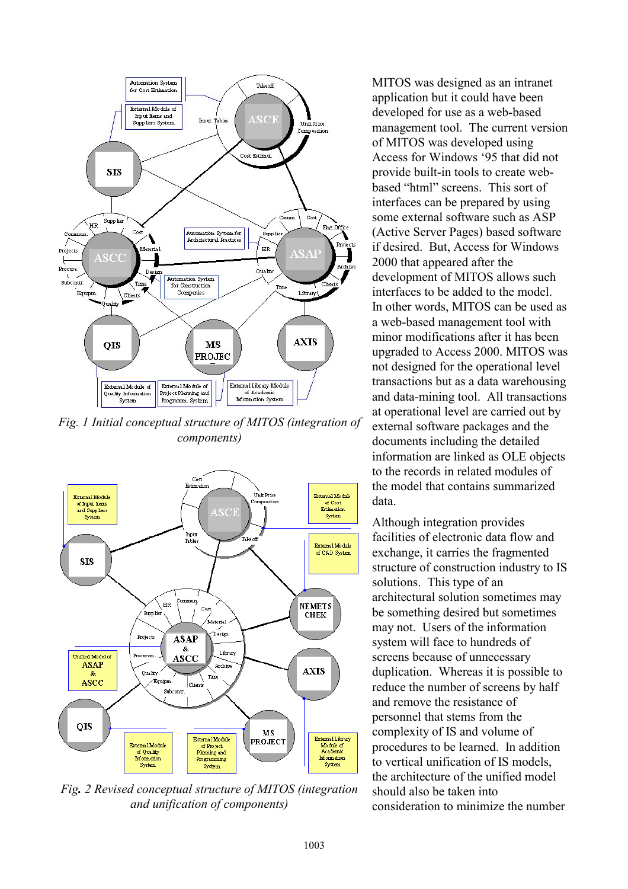*Fig. 1 Initial conceptual structure of MITOS (integration of components)*

*Fig. 2 Revised conceptual structure of MITOS (integration and unification of components)*

MITOS was designed as an intranet application but it could have been developed for use as a web-based management tool. The current version of MITOS was developed using Access for Windows '95 that did not provide built-in tools to create web-based "html" screens. This sort of interfaces can be prepared by using some external software such as ASP (Active Server Pages) based software if desired. But, Access for Windows 2000 that appeared after the development of MITOS allows such interfaces to be added to the model. In other words, MITOS can be used as a web-based management tool with minor modifications after it has been upgraded to Access 2000. MITOS was not designed for the operational level transactions but as a data warehousing and data-mining tool. All transactions at operational level are carried out by external software packages and the documents including the detailed information are linked as OLE objects to the records in related modules of the model that contains summarized data.

Although integration provides facilities of electronic data flow and exchange, it carries the fragmented structure of construction industry to IS solutions. This type of an architectural solution sometimes may be something desired but sometimes may not. Users of the information system will face to hundreds of screens because of unnecessary duplication. Whereas it is possible to reduce the number of screens by half and remove the resistance of personnel that stems from the complexity of IS and volume of procedures to be learned. In addition to vertical unification of IS models, the architecture of the unified model should also be taken into consideration to minimize the number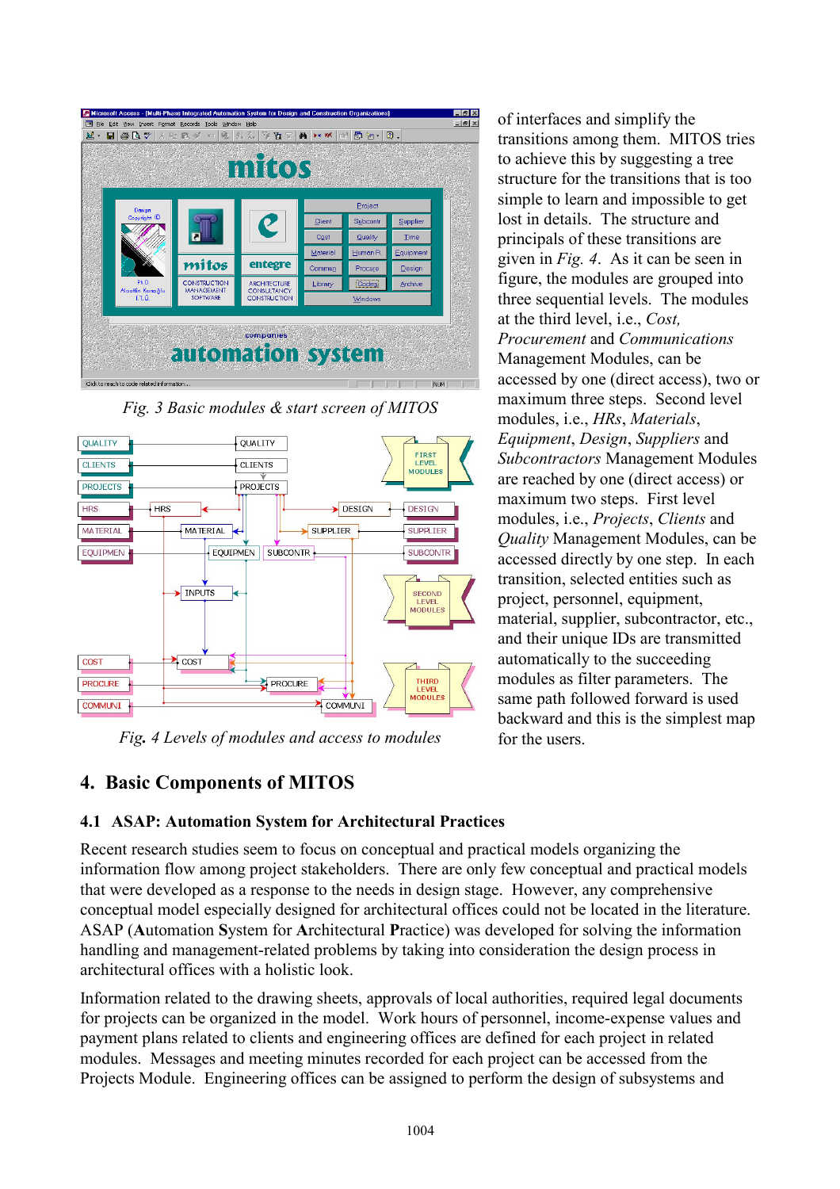*Fig. 3 Basic modules & start screen of MITOS*

*Fig. 4 Levels of modules and access to modules*

of interfaces and simplify the transitions among them. MITOS tries to achieve this by suggesting a tree structure for the transitions that is too simple to learn and impossible to get lost in details. The structure and principals of these transitions are given in *Fig. 4*. As it can be seen in figure, the modules are grouped into three sequential levels. The modules at the third level, i.e., *Cost, Procurement* and *Communications* Management Modules, can be accessed by one (direct access), two or maximum three steps. Second level modules, i.e., *HRs*, *Materials*, *Equipment*, *Design*, *Suppliers* and *Subcontractors* Management Modules are reached by one (direct access) or maximum two steps. First level modules, i.e., *Projects*, *Clients* and *Quality* Management Modules, can be accessed directly by one step. In each transition, selected entities such as project, personnel, equipment, material, supplier, subcontractor, etc., and their unique IDs are transmitted automatically to the succeeding modules as filter parameters. The same path followed forward is used backward and this is the simplest map for the users.

## 4. Basic Components of MITOS

### 4.1 ASAP: Automation System for Architectural Practices

Recent research studies seem to focus on conceptual and practical models organizing the information flow among project stakeholders. There are only few conceptual and practical models that were developed as a response to the needs in design stage. However, any comprehensive conceptual model especially designed for architectural offices could not be located in the literature. ASAP (**A**utomation **S**ystem for **A**rchitectural **P**ractice) was developed for solving the information handling and management-related problems by taking into consideration the design process in architectural offices with a holistic look.

Information related to the drawing sheets, approvals of local authorities, required legal documents for projects can be organized in the model. Work hours of personnel, income-expense values and payment plans related to clients and engineering offices are defined for each project in related modules. Messages and meeting minutes recorded for each project can be accessed from the Projects Module. Engineering offices can be assigned to perform the design of subsystems and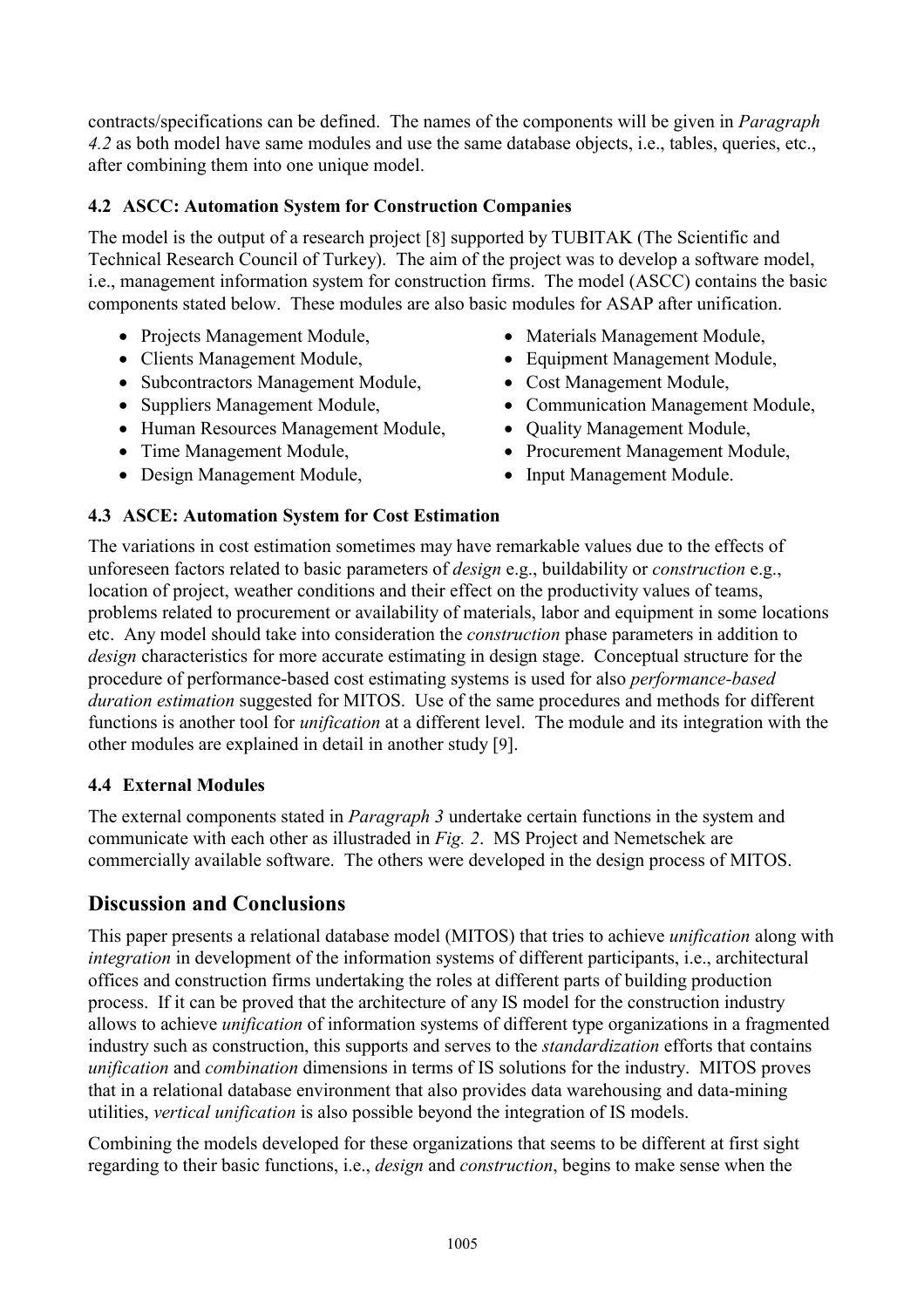contracts/specifications can be defined. The names of the components will be given in *Paragraph 4.2* as both model have same modules and use the same database objects, i.e., tables, queries, etc., after combining them into one unique model.

### 4.2 ASCC: Automation System for Construction Companies

The model is the output of a research project [8] supported by TUBITAK (The Scientific and Technical Research Council of Turkey). The aim of the project was to develop a software model, i.e., management information system for construction firms. The model (ASCC) contains the basic components stated below. These modules are also basic modules for ASAP after unification.

- Projects Management Module,
- Clients Management Module,
- Subcontractors Management Module,
- Suppliers Management Module,
- Human Resources Management Module,
- Time Management Module,
- Design Management Module,
- Materials Management Module,
- Equipment Management Module,
- Cost Management Module,
- Communication Management Module,
- Quality Management Module,
- Procurement Management Module,
- Input Management Module.

### 4.3 ASCE: Automation System for Cost Estimation

The variations in cost estimation sometimes may have remarkable values due to the effects of unforeseen factors related to basic parameters of *design* e.g., buildability or *construction* e.g., location of project, weather conditions and their effect on the productivity values of teams, problems related to procurement or availability of materials, labor and equipment in some locations etc. Any model should take into consideration the *construction* phase parameters in addition to *design* characteristics for more accurate estimating in design stage. Conceptual structure for the procedure of performance-based cost estimating systems is used for also *performance-based duration estimation* suggested for MITOS. Use of the same procedures and methods for different functions is another tool for *unification* at a different level. The module and its integration with the other modules are explained in detail in another study [9].

### 4.4 External Modules

The external components stated in *Paragraph 3* undertake certain functions in the system and communicate with each other as illustraded in *Fig. 2*. MS Project and Nemetschek are commercially available software. The others were developed in the design process of MITOS.

## Discussion and Conclusions

This paper presents a relational database model (MITOS) that tries to achieve *unification* along with *integration* in development of the information systems of different participants, i.e., architectural offices and construction firms undertaking the roles at different parts of building production process. If it can be proved that the architecture of any IS model for the construction industry allows to achieve *unification* of information systems of different type organizations in a fragmented industry such as construction, this supports and serves to the *standardization* efforts that contains *unification* and *combination* dimensions in terms of IS solutions for the industry. MITOS proves that in a relational database environment that also provides data warehousing and data-mining utilities, *vertical unification* is also possible beyond the integration of IS models.

Combining the models developed for these organizations that seems to be different at first sight regarding to their basic functions, i.e., *design* and *construction*, begins to make sense when the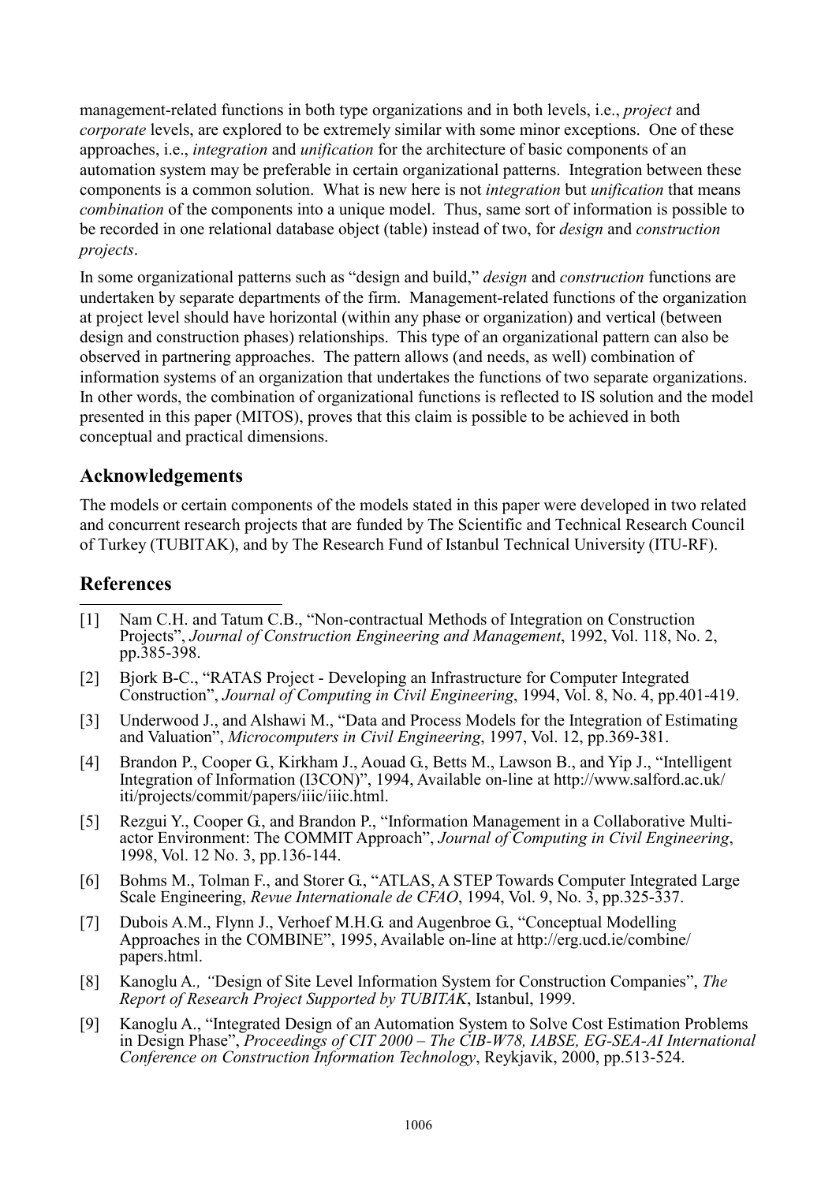management-related functions in both type organizations and in both levels, i.e., *project* and *corporate* levels, are explored to be extremely similar with some minor exceptions. One of these approaches, i.e., *integration* and *unification* for the architecture of basic components of an automation system may be preferable in certain organizational patterns. Integration between these components is a common solution. What is new here is not *integration* but *unification* that means *combination* of the components into a unique model. Thus, same sort of information is possible to be recorded in one relational database object (table) instead of two, for *design* and *construction projects*.

In some organizational patterns such as "design and build," *design* and *construction* functions are undertaken by separate departments of the firm. Management-related functions of the organization at project level should have horizontal (within any phase or organization) and vertical (between design and construction phases) relationships. This type of an organizational pattern can also be observed in partnering approaches. The pattern allows (and needs, as well) combination of information systems of an organization that undertakes the functions of two separate organizations. In other words, the combination of organizational functions is reflected to IS solution and the model presented in this paper (MITOS), proves that this claim is possible to be achieved in both conceptual and practical dimensions.

## Acknowledgements

The models or certain components of the models stated in this paper were developed in two related and concurrent research projects that are funded by The Scientific and Technical Research Council of Turkey (TUBITAK), and by The Research Fund of Istanbul Technical University (ITU-RF).

## References

[1] Nam C.H. and Tatum C.B., "Non-contractual Methods of Integration on Construction Projects", *Journal of Construction Engineering and Management*, 1992, Vol. 118, No. 2, pp.385-398.

[2] Bjork B-C., "RATAS Project - Developing an Infrastructure for Computer Integrated Construction", *Journal of Computing in Civil Engineering*, 1994, Vol. 8, No. 4, pp.401-419.

[3] Underwood J., and Alshawi M., "Data and Process Models for the Integration of Estimating and Valuation", *Microcomputers in Civil Engineering*, 1997, Vol. 12, pp.369-381.

[4] Brandon P., Cooper G., Kirkham J., Aouad G., Betts M., Lawson B., and Yip J., "Intelligent Integration of Information (I3CON)", 1994, Available on-line at http://www.salford.ac.uk/iti/projects/commit/papers/iiic/iiic.html.

[5] Rezgui Y., Cooper G., and Brandon P., "Information Management in a Collaborative Multi-actor Environment: The COMMIT Approach", *Journal of Computing in Civil Engineering*, 1998, Vol. 12 No. 3, pp.136-144.

[6] Bohms M., Tolman F., and Storer G., "ATLAS, A STEP Towards Computer Integrated Large Scale Engineering, *Revue Internationale de CFAO*, 1994, Vol. 9, No. 3, pp.325-337.

[7] Dubois A.M., Flynn J., Verhoef M.H.G. and Augenbroe G., "Conceptual Modelling Approaches in the COMBINE", 1995, Available on-line at http://erg.ucd.ie/combine/papers.html.

[8] Kanoglu A., "Design of Site Level Information System for Construction Companies", *The Report of Research Project Supported by TUBITAK*, Istanbul, 1999.

[9] Kanoglu A., "Integrated Design of an Automation System to Solve Cost Estimation Problems in Design Phase", *Proceedings of CIT 2000 – The CIB-W78, IABSE, EG-SEA-AI International Conference on Construction Information Technology*, Reykjavik, 2000, pp.513-524.